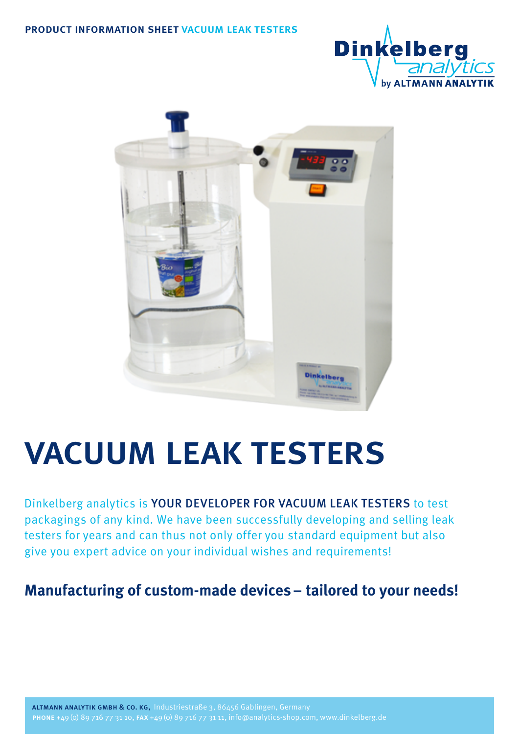PRODUCT INFORMATION SHEET VACUUM LEAK TESTERS

Dinkelberg analytics by ALTMANN ANALYTIK

# VACUUM LEAK TESTERS

Dinkelberg analytics is YOUR DEVELOPER FOR VACUUM LEAK TESTERS to test packagings of any kind. We have been successfully developing and selling leak testers for years and can thus not only offer you standard equipment but also give you expert advice on your individual wishes and requirements!

## Manufacturing of custom-made devices – tailored to your needs!

**ALTMANN ANALYTIK GMBH & CO. KG,** Industriestraße 3, 86456 Gablingen, Germany
**PHONE** +49 (0) 89 716 77 31 10, **FAX** +49 (0) 89 716 77 31 11, info@analytics-shop.com, www.dinkelberg.de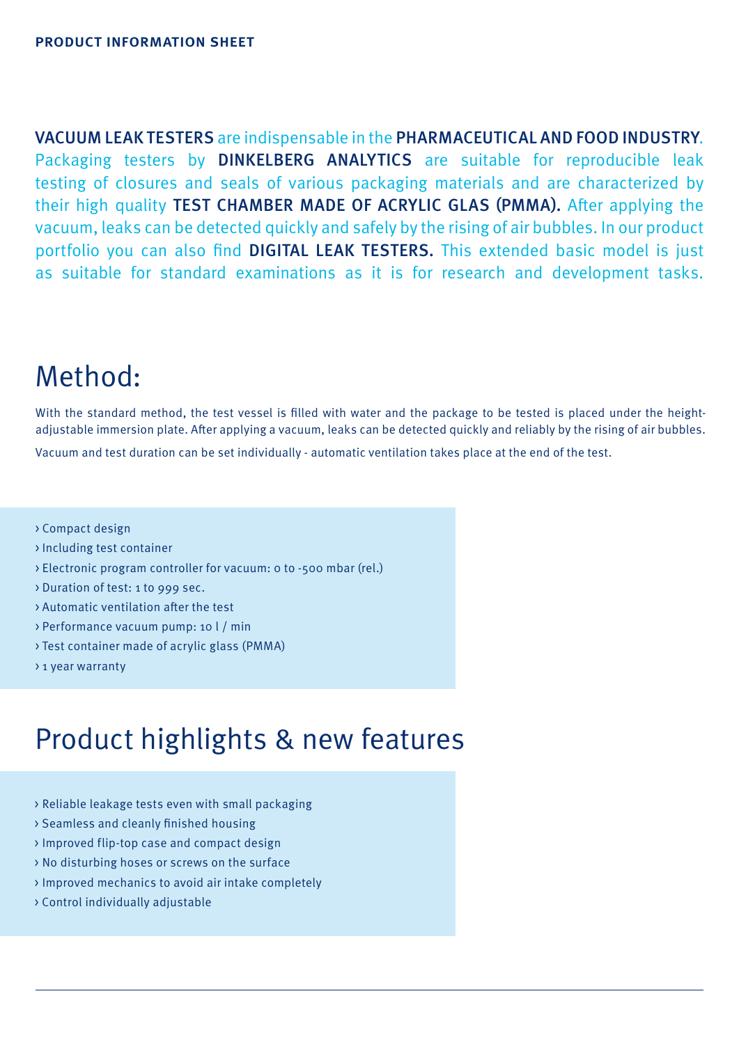PRODUCT INFORMATION SHEET

**VACUUM LEAK TESTERS** are indispensable in the **PHARMACEUTICAL AND FOOD INDUSTRY**. Packaging testers by **DINKELBERG ANALYTICS** are suitable for reproducible leak testing of closures and seals of various packaging materials and are characterized by their high quality **TEST CHAMBER MADE OF ACRYLIC GLAS (PMMA).** After applying the vacuum, leaks can be detected quickly and safely by the rising of air bubbles. In our product portfolio you can also find **DIGITAL LEAK TESTERS.** This extended basic model is just as suitable for standard examinations as it is for research and development tasks.

# Method:

With the standard method, the test vessel is filled with water and the package to be tested is placed under the height-adjustable immersion plate. After applying a vacuum, leaks can be detected quickly and reliably by the rising of air bubbles.

Vacuum and test duration can be set individually - automatic ventilation takes place at the end of the test.

- Compact design
- Including test container
- Electronic program controller for vacuum: 0 to -500 mbar (rel.)
- Duration of test: 1 to 999 sec.
- Automatic ventilation after the test
- Performance vacuum pump: 10 l / min
- Test container made of acrylic glass (PMMA)
- 1 year warranty

# Product highlights & new features

- Reliable leakage tests even with small packaging
- Seamless and cleanly finished housing
- Improved flip-top case and compact design
- No disturbing hoses or screws on the surface
- Improved mechanics to avoid air intake completely
- Control individually adjustable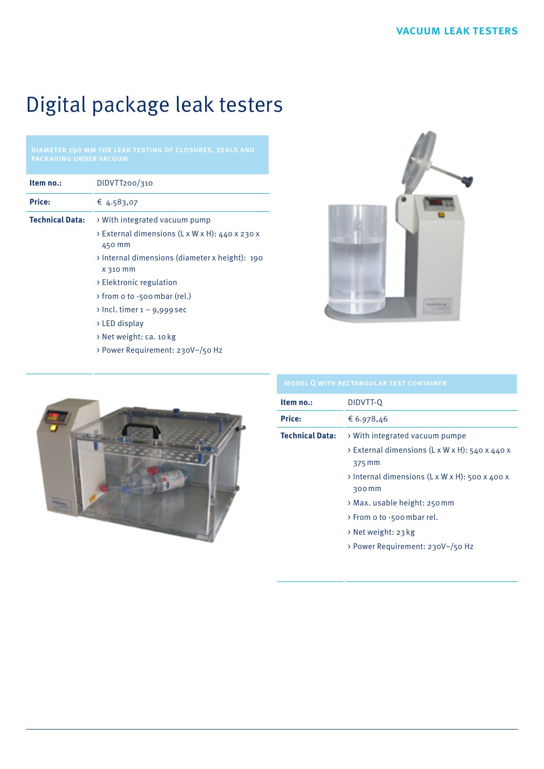# Digital package leak testers

## DIAMETER 190 MM FOR LEAK TESTING OF CLOSURES, SEALS AND PACKAGING UNDER VACUUM

| | |
|---|---|
| **Item no.:** | DIDVTT200/310 |
| **Price:** | € 4.583,07 |
| **Technical Data:** | › With integrated vacuum pump<br>› External dimensions (L x W x H): 440 x 230 x 450 mm<br>› Internal dimensions (diameter x height): 190 x 310 mm<br>› Elektronic regulation<br>› from 0 to -500 mbar (rel.)<br>› Incl. timer 1 – 9,999 sec<br>› LED display<br>› Net weight: ca. 10 kg<br>› Power Requirement: 230V~/50 Hz |

## MODEL Q WITH RECTANGULAR TEST CONTAINER

| | |
|---|---|
| **Item no.:** | DIDVTT-Q |
| **Price:** | € 6.978,46 |
| **Technical Data:** | › With integrated vacuum pumpe<br>› External dimensions (L x W x H): 540 x 440 x 375 mm<br>› Internal dimensions (L x W x H): 500 x 400 x 300 mm<br>› Max. usable height: 250 mm<br>› From 0 to -500 mbar rel.<br>› Net weight: 23 kg<br>› Power Requirement: 230V~/50 Hz |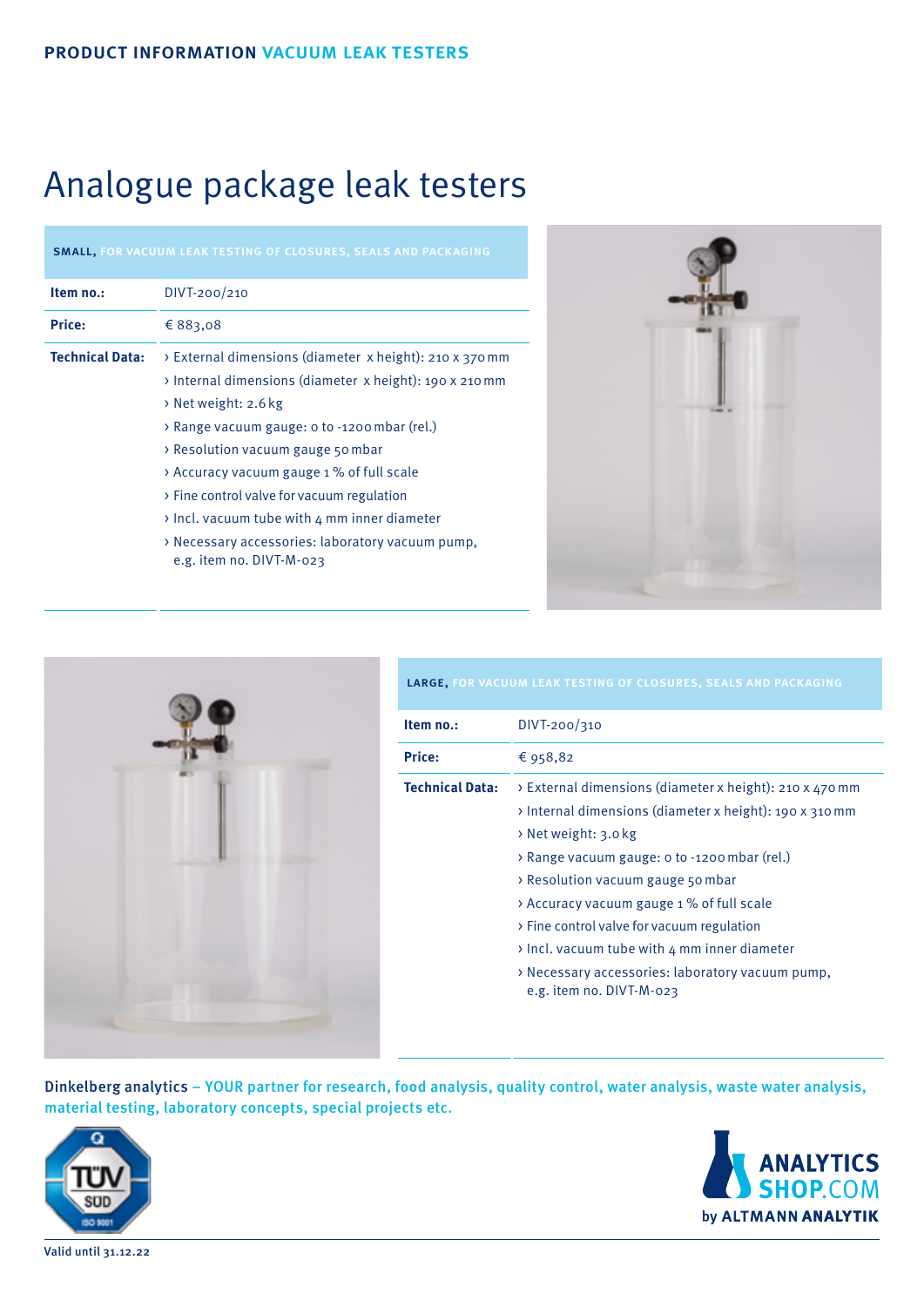**PRODUCT INFORMATION** VACUUM LEAK TESTERS

# Analogue package leak testers

## SMALL, FOR VACUUM LEAK TESTING OF CLOSURES, SEALS AND PACKAGING

| | |
|---|---|
| **Item no.:** | DIVT-200/210 |
| **Price:** | € 883,08 |
| **Technical Data:** | › External dimensions (diameter x height): 210 x 370 mm<br>› Internal dimensions (diameter x height): 190 x 210 mm<br>› Net weight: 2.6 kg<br>› Range vacuum gauge: 0 to -1200 mbar (rel.)<br>› Resolution vacuum gauge 50 mbar<br>› Accuracy vacuum gauge 1 % of full scale<br>› Fine control valve for vacuum regulation<br>› Incl. vacuum tube with 4 mm inner diameter<br>› Necessary accessories: laboratory vacuum pump, e.g. item no. DIVT-M-023 |

## LARGE, FOR VACUUM LEAK TESTING OF CLOSURES, SEALS AND PACKAGING

| | |
|---|---|
| **Item no.:** | DIVT-200/310 |
| **Price:** | € 958,82 |
| **Technical Data:** | › External dimensions (diameter x height): 210 x 470 mm<br>› Internal dimensions (diameter x height): 190 x 310 mm<br>› Net weight: 3.0 kg<br>› Range vacuum gauge: 0 to -1200 mbar (rel.)<br>› Resolution vacuum gauge 50 mbar<br>› Accuracy vacuum gauge 1 % of full scale<br>› Fine control valve for vacuum regulation<br>› Incl. vacuum tube with 4 mm inner diameter<br>› Necessary accessories: laboratory vacuum pump, e.g. item no. DIVT-M-023 |

**Dinkelberg analytics** – YOUR partner for research, food analysis, quality control, water analysis, waste water analysis, material testing, laboratory concepts, special projects etc.

TÜV SÜD ISO 9001

ANALYTICS SHOP.COM by ALTMANN ANALYTIK

Valid until 31.12.22